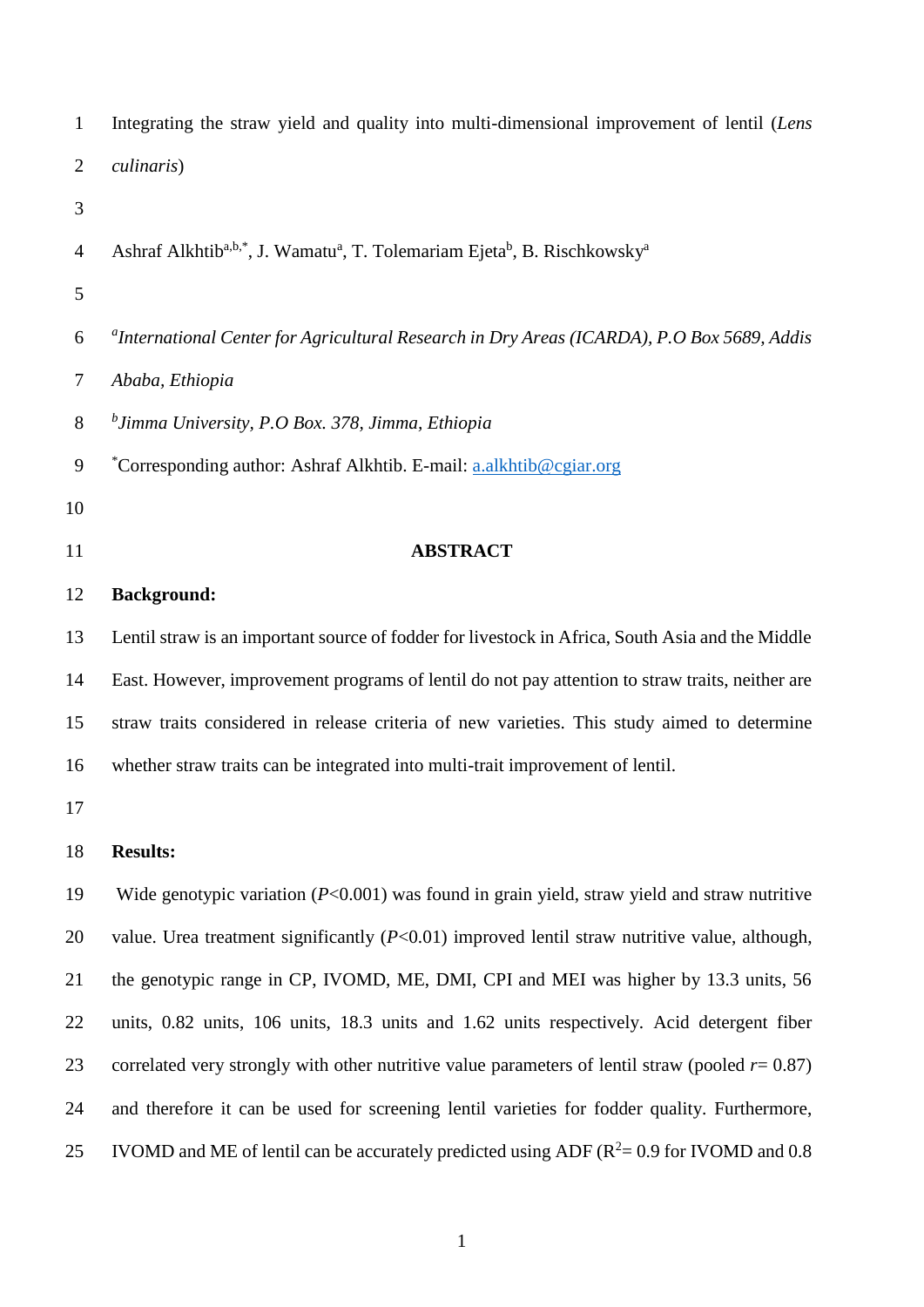# Integrating the straw yield and quality into multi-dimensional improvement of lentil (*Lens culinaris*)

Ashraf Alkhtib[a,b,*], J. Wamatu[a], T. Tolemariam Ejeta[b], B. Rischkowsky[a]

*[a]International Center for Agricultural Research in Dry Areas (ICARDA), P.O Box 5689, Addis Ababa, Ethiopia*

*[b]Jimma University, P.O Box. 378, Jimma, Ethiopia*

[*]Corresponding author: Ashraf Alkhtib. E-mail: a.alkhtib@cgiar.org

## ABSTRACT

**Background:**

Lentil straw is an important source of fodder for livestock in Africa, South Asia and the Middle East. However, improvement programs of lentil do not pay attention to straw traits, neither are straw traits considered in release criteria of new varieties. This study aimed to determine whether straw traits can be integrated into multi-trait improvement of lentil.

**Results:**

Wide genotypic variation ($P$<0.001) was found in grain yield, straw yield and straw nutritive value. Urea treatment significantly ($P$<0.01) improved lentil straw nutritive value, although, the genotypic range in CP, IVOMD, ME, DMI, CPI and MEI was higher by 13.3 units, 56 units, 0.82 units, 106 units, 18.3 units and 1.62 units respectively. Acid detergent fiber correlated very strongly with other nutritive value parameters of lentil straw (pooled $r$= 0.87) and therefore it can be used for screening lentil varieties for fodder quality. Furthermore, IVOMD and ME of lentil can be accurately predicted using ADF ($R^2$= 0.9 for IVOMD and 0.8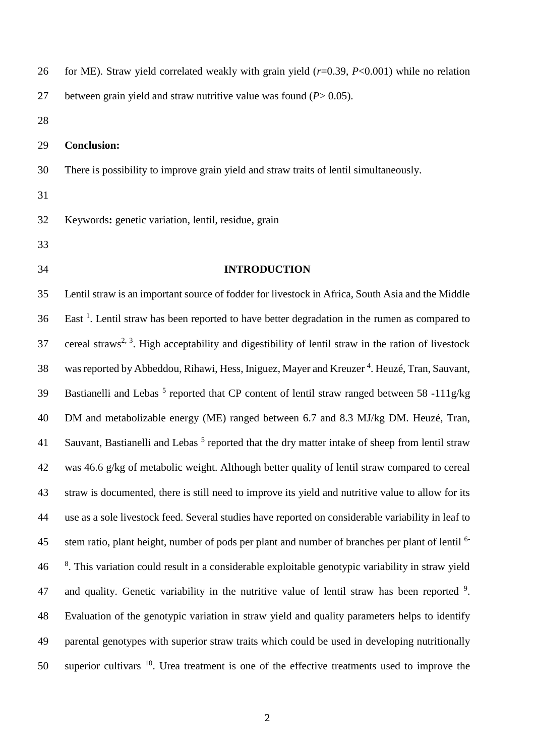for ME). Straw yield correlated weakly with grain yield ($r$=0.39, $P$<0.001) while no relation between grain yield and straw nutritive value was found ($P$> 0.05).

**Conclusion:**

There is possibility to improve grain yield and straw traits of lentil simultaneously.

Keywords**:** genetic variation, lentil, residue, grain

## INTRODUCTION

Lentil straw is an important source of fodder for livestock in Africa, South Asia and the Middle East [1]. Lentil straw has been reported to have better degradation in the rumen as compared to cereal straws[2, 3]. High acceptability and digestibility of lentil straw in the ration of livestock was reported by Abbeddou, Rihawi, Hess, Iniguez, Mayer and Kreuzer [4]. Heuzé, Tran, Sauvant, Bastianelli and Lebas [5] reported that CP content of lentil straw ranged between 58 -111g/kg DM and metabolizable energy (ME) ranged between 6.7 and 8.3 MJ/kg DM. Heuzé, Tran, Sauvant, Bastianelli and Lebas [5] reported that the dry matter intake of sheep from lentil straw was 46.6 g/kg of metabolic weight. Although better quality of lentil straw compared to cereal straw is documented, there is still need to improve its yield and nutritive value to allow for its use as a sole livestock feed. Several studies have reported on considerable variability in leaf to stem ratio, plant height, number of pods per plant and number of branches per plant of lentil [6-8]. This variation could result in a considerable exploitable genotypic variability in straw yield and quality. Genetic variability in the nutritive value of lentil straw has been reported [9]. Evaluation of the genotypic variation in straw yield and quality parameters helps to identify parental genotypes with superior straw traits which could be used in developing nutritionally superior cultivars [10]. Urea treatment is one of the effective treatments used to improve the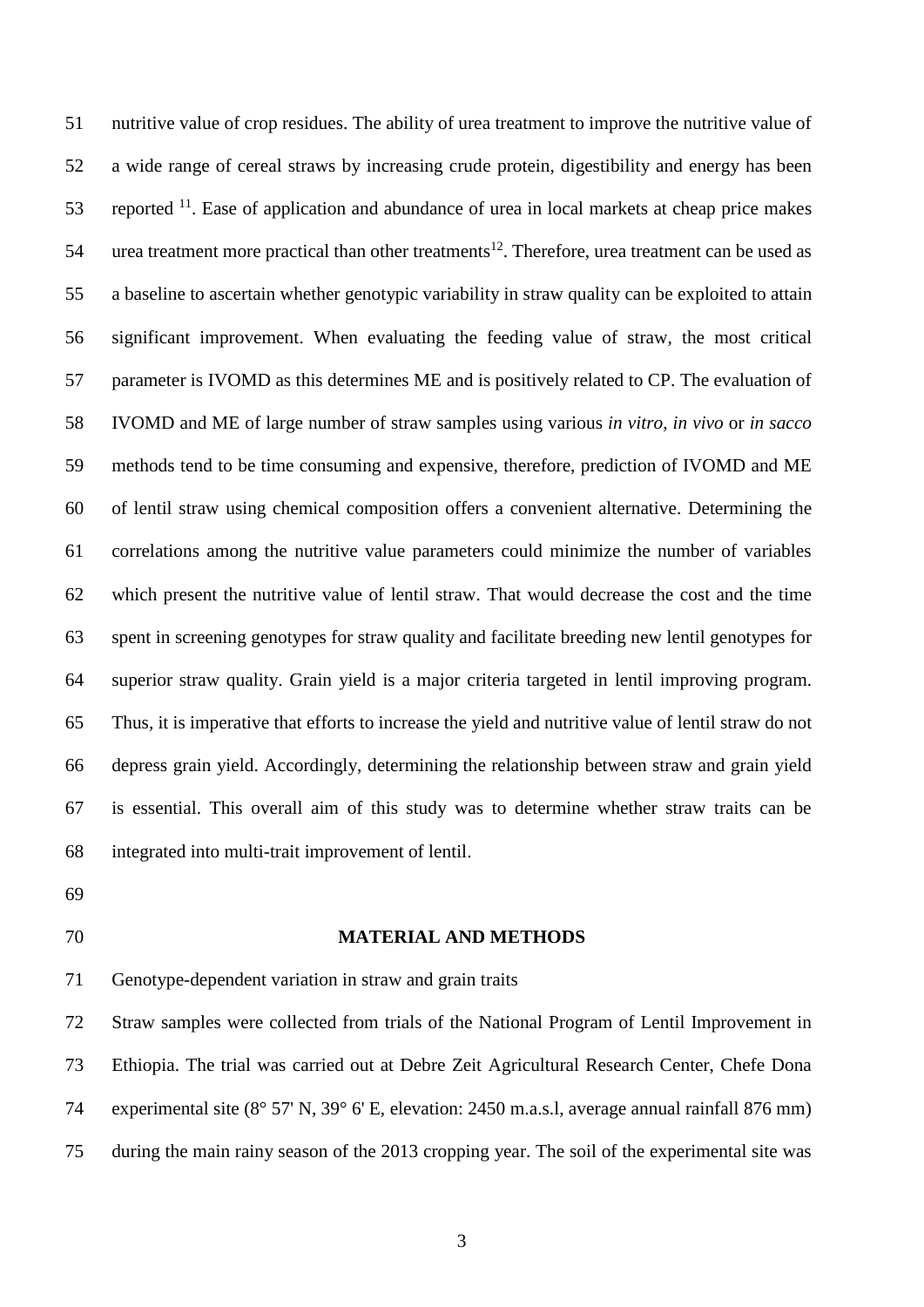nutritive value of crop residues. The ability of urea treatment to improve the nutritive value of a wide range of cereal straws by increasing crude protein, digestibility and energy has been reported [11]. Ease of application and abundance of urea in local markets at cheap price makes urea treatment more practical than other treatments[12]. Therefore, urea treatment can be used as a baseline to ascertain whether genotypic variability in straw quality can be exploited to attain significant improvement. When evaluating the feeding value of straw, the most critical parameter is IVOMD as this determines ME and is positively related to CP. The evaluation of IVOMD and ME of large number of straw samples using various *in vitro*, *in vivo* or *in sacco* methods tend to be time consuming and expensive, therefore, prediction of IVOMD and ME of lentil straw using chemical composition offers a convenient alternative. Determining the correlations among the nutritive value parameters could minimize the number of variables which present the nutritive value of lentil straw. That would decrease the cost and the time spent in screening genotypes for straw quality and facilitate breeding new lentil genotypes for superior straw quality. Grain yield is a major criteria targeted in lentil improving program. Thus, it is imperative that efforts to increase the yield and nutritive value of lentil straw do not depress grain yield. Accordingly, determining the relationship between straw and grain yield is essential. This overall aim of this study was to determine whether straw traits can be integrated into multi-trait improvement of lentil.

## MATERIAL AND METHODS

Genotype-dependent variation in straw and grain traits

Straw samples were collected from trials of the National Program of Lentil Improvement in Ethiopia. The trial was carried out at Debre Zeit Agricultural Research Center, Chefe Dona experimental site (8° 57' N, 39° 6' E, elevation: 2450 m.a.s.l, average annual rainfall 876 mm) during the main rainy season of the 2013 cropping year. The soil of the experimental site was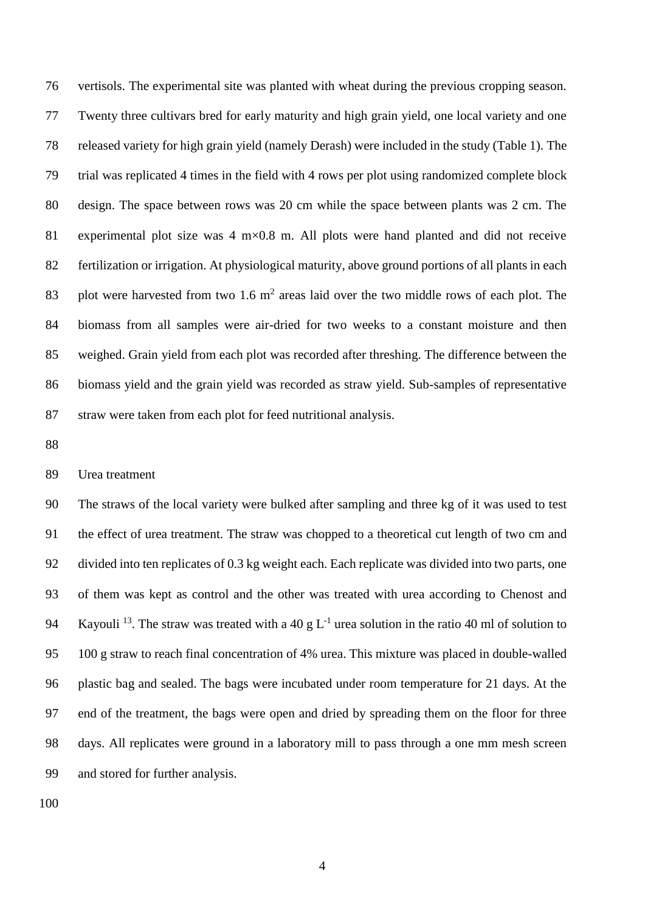vertisols. The experimental site was planted with wheat during the previous cropping season. Twenty three cultivars bred for early maturity and high grain yield, one local variety and one released variety for high grain yield (namely Derash) were included in the study (Table 1). The trial was replicated 4 times in the field with 4 rows per plot using randomized complete block design. The space between rows was 20 cm while the space between plants was 2 cm. The experimental plot size was 4 m×0.8 m. All plots were hand planted and did not receive fertilization or irrigation. At physiological maturity, above ground portions of all plants in each plot were harvested from two 1.6 $m^2$ areas laid over the two middle rows of each plot. The biomass from all samples were air-dried for two weeks to a constant moisture and then weighed. Grain yield from each plot was recorded after threshing. The difference between the biomass yield and the grain yield was recorded as straw yield. Sub-samples of representative straw were taken from each plot for feed nutritional analysis.

Urea treatment

The straws of the local variety were bulked after sampling and three kg of it was used to test the effect of urea treatment. The straw was chopped to a theoretical cut length of two cm and divided into ten replicates of 0.3 kg weight each. Each replicate was divided into two parts, one of them was kept as control and the other was treated with urea according to Chenost and Kayouli [13]. The straw was treated with a 40 g $L^{-1}$ urea solution in the ratio 40 ml of solution to 100 g straw to reach final concentration of 4% urea. This mixture was placed in double-walled plastic bag and sealed. The bags were incubated under room temperature for 21 days. At the end of the treatment, the bags were open and dried by spreading them on the floor for three days. All replicates were ground in a laboratory mill to pass through a one mm mesh screen and stored for further analysis.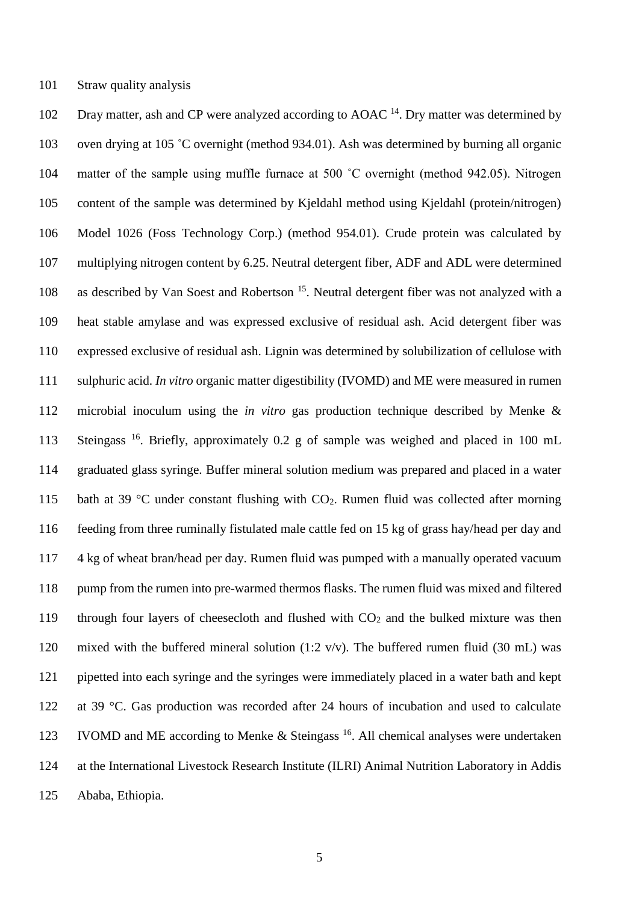## Straw quality analysis

Dray matter, ash and CP were analyzed according to AOAC [14]. Dry matter was determined by oven drying at 105 ˚C overnight (method 934.01). Ash was determined by burning all organic matter of the sample using muffle furnace at 500 ˚C overnight (method 942.05). Nitrogen content of the sample was determined by Kjeldahl method using Kjeldahl (protein/nitrogen) Model 1026 (Foss Technology Corp.) (method 954.01). Crude protein was calculated by multiplying nitrogen content by 6.25. Neutral detergent fiber, ADF and ADL were determined as described by Van Soest and Robertson [15]. Neutral detergent fiber was not analyzed with a heat stable amylase and was expressed exclusive of residual ash. Acid detergent fiber was expressed exclusive of residual ash. Lignin was determined by solubilization of cellulose with sulphuric acid. *In vitro* organic matter digestibility (IVOMD) and ME were measured in rumen microbial inoculum using the *in vitro* gas production technique described by Menke & Steingass [16]. Briefly, approximately 0.2 g of sample was weighed and placed in 100 mL graduated glass syringe. Buffer mineral solution medium was prepared and placed in a water bath at 39 °C under constant flushing with $CO_2$. Rumen fluid was collected after morning feeding from three ruminally fistulated male cattle fed on 15 kg of grass hay/head per day and 4 kg of wheat bran/head per day. Rumen fluid was pumped with a manually operated vacuum pump from the rumen into pre-warmed thermos flasks. The rumen fluid was mixed and filtered through four layers of cheesecloth and flushed with $CO_2$ and the bulked mixture was then mixed with the buffered mineral solution (1:2 v/v). The buffered rumen fluid (30 mL) was pipetted into each syringe and the syringes were immediately placed in a water bath and kept at 39 °C. Gas production was recorded after 24 hours of incubation and used to calculate IVOMD and ME according to Menke & Steingass [16]. All chemical analyses were undertaken at the International Livestock Research Institute (ILRI) Animal Nutrition Laboratory in Addis Ababa, Ethiopia.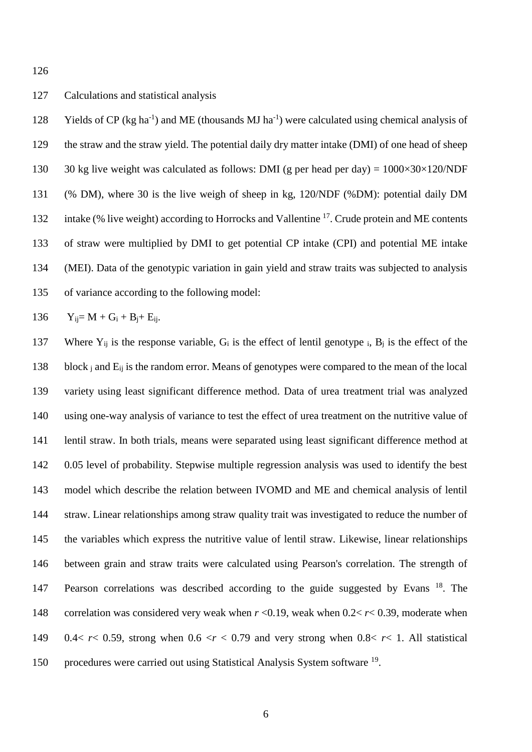## Calculations and statistical analysis

Yields of CP (kg $ha^{-1}$) and ME (thousands MJ $ha^{-1}$) were calculated using chemical analysis of the straw and the straw yield. The potential daily dry matter intake (DMI) of one head of sheep 30 kg live weight was calculated as follows: DMI (g per head per day) = 1000×30×120/NDF (% DM), where 30 is the live weigh of sheep in kg, 120/NDF (%DM): potential daily DM intake (% live weight) according to Horrocks and Vallentine [17]. Crude protein and ME contents of straw were multiplied by DMI to get potential CP intake (CPI) and potential ME intake (MEI). Data of the genotypic variation in gain yield and straw traits was subjected to analysis of variance according to the following model:

$$Y_{ij} = M + G_i + B_j + E_{ij}.$$

Where $Y_{ij}$ is the response variable, $G_i$ is the effect of lentil genotype $_i$, $B_j$ is the effect of the block $_j$ and $E_{ij}$ is the random error. Means of genotypes were compared to the mean of the local variety using least significant difference method. Data of urea treatment trial was analyzed using one-way analysis of variance to test the effect of urea treatment on the nutritive value of lentil straw. In both trials, means were separated using least significant difference method at 0.05 level of probability. Stepwise multiple regression analysis was used to identify the best model which describe the relation between IVOMD and ME and chemical analysis of lentil straw. Linear relationships among straw quality trait was investigated to reduce the number of the variables which express the nutritive value of lentil straw. Likewise, linear relationships between grain and straw traits were calculated using Pearson's correlation. The strength of Pearson correlations was described according to the guide suggested by Evans [18]. The correlation was considered very weak when $r < 0.19$, weak when $0.2 < r < 0.39$, moderate when $0.4 < r < 0.59$, strong when $0.6 < r < 0.79$ and very strong when $0.8 < r < 1$. All statistical procedures were carried out using Statistical Analysis System software [19].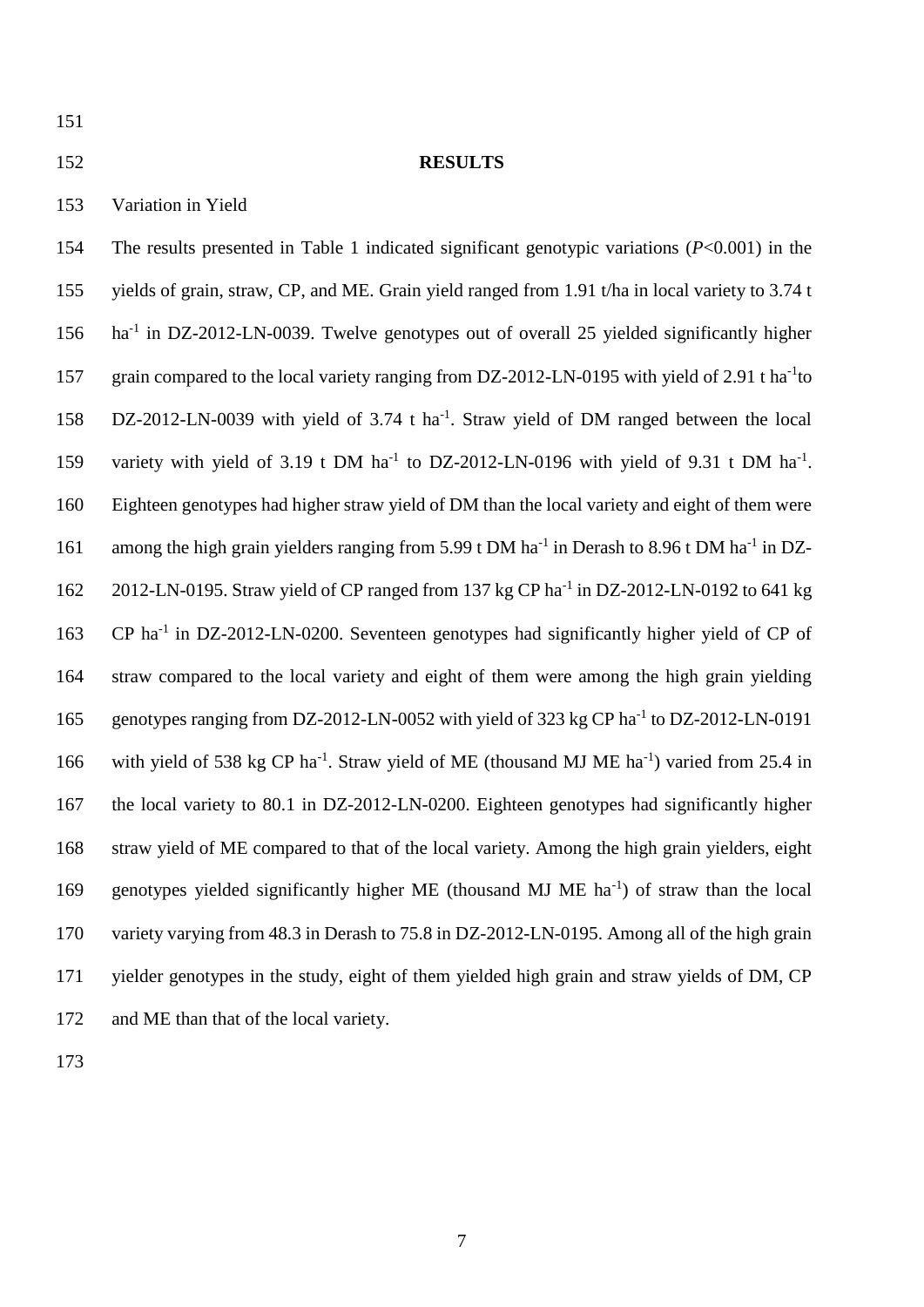## RESULTS

### Variation in Yield

The results presented in Table 1 indicated significant genotypic variations ($P$<0.001) in the yields of grain, straw, CP, and ME. Grain yield ranged from 1.91 t/ha in local variety to 3.74 t $ha^{-1}$ in DZ-2012-LN-0039. Twelve genotypes out of overall 25 yielded significantly higher grain compared to the local variety ranging from DZ-2012-LN-0195 with yield of 2.91 t $ha^{-1}$to DZ-2012-LN-0039 with yield of 3.74 t $ha^{-1}$. Straw yield of DM ranged between the local variety with yield of 3.19 t DM $ha^{-1}$ to DZ-2012-LN-0196 with yield of 9.31 t DM $ha^{-1}$. Eighteen genotypes had higher straw yield of DM than the local variety and eight of them were among the high grain yielders ranging from 5.99 t DM $ha^{-1}$ in Derash to 8.96 t DM $ha^{-1}$ in DZ-2012-LN-0195. Straw yield of CP ranged from 137 kg CP $ha^{-1}$ in DZ-2012-LN-0192 to 641 kg CP $ha^{-1}$ in DZ-2012-LN-0200. Seventeen genotypes had significantly higher yield of CP of straw compared to the local variety and eight of them were among the high grain yielding genotypes ranging from DZ-2012-LN-0052 with yield of 323 kg CP $ha^{-1}$ to DZ-2012-LN-0191 with yield of 538 kg CP $ha^{-1}$. Straw yield of ME (thousand MJ ME $ha^{-1}$) varied from 25.4 in the local variety to 80.1 in DZ-2012-LN-0200. Eighteen genotypes had significantly higher straw yield of ME compared to that of the local variety. Among the high grain yielders, eight genotypes yielded significantly higher ME (thousand MJ ME $ha^{-1}$) of straw than the local variety varying from 48.3 in Derash to 75.8 in DZ-2012-LN-0195. Among all of the high grain yielder genotypes in the study, eight of them yielded high grain and straw yields of DM, CP and ME than that of the local variety.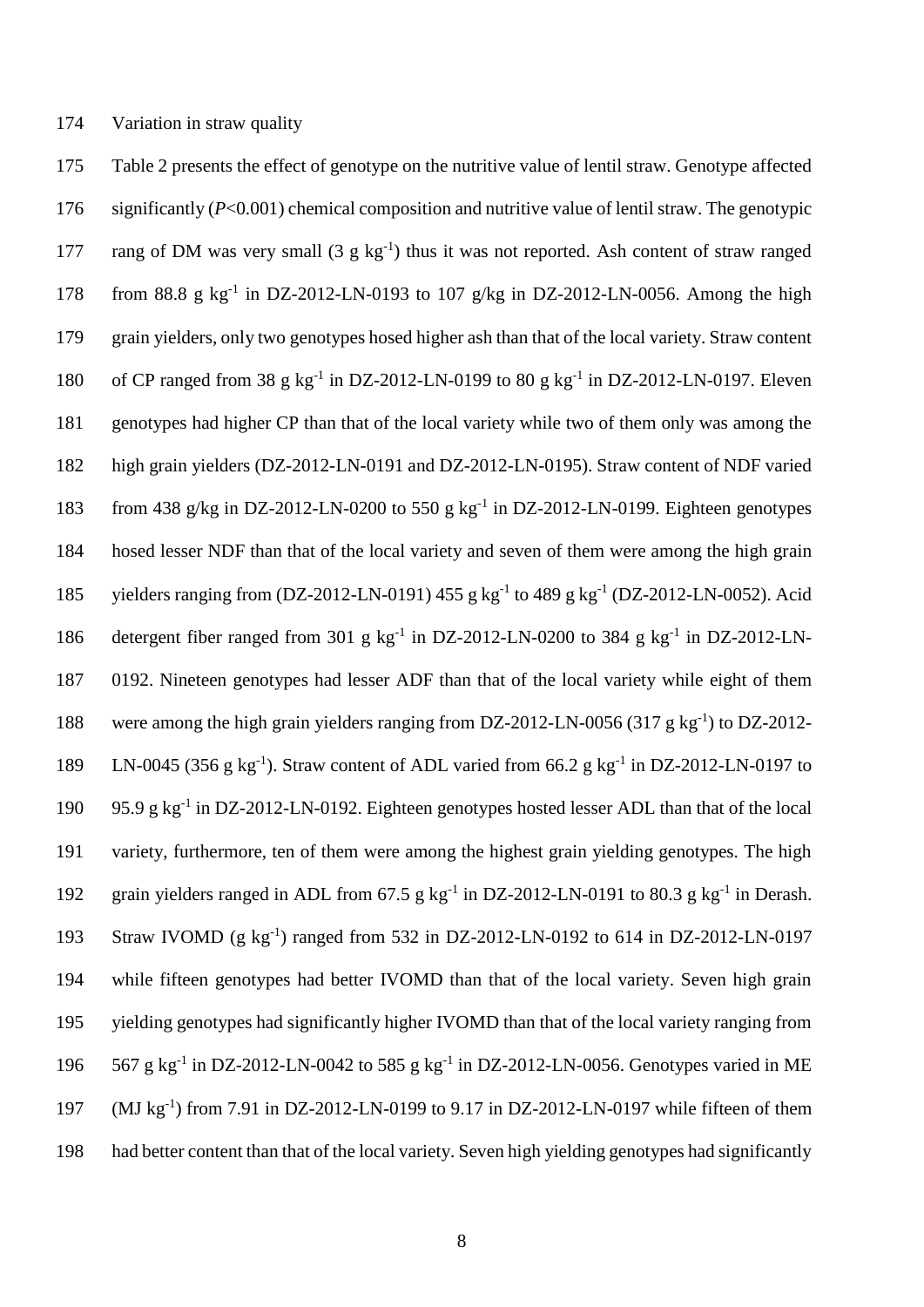Variation in straw quality

Table 2 presents the effect of genotype on the nutritive value of lentil straw. Genotype affected significantly (*P*<0.001) chemical composition and nutritive value of lentil straw. The genotypic rang of DM was very small (3 g kg$^{-1}$) thus it was not reported. Ash content of straw ranged from 88.8 g kg$^{-1}$ in DZ-2012-LN-0193 to 107 g/kg in DZ-2012-LN-0056. Among the high grain yielders, only two genotypes hosed higher ash than that of the local variety. Straw content of CP ranged from 38 g kg$^{-1}$ in DZ-2012-LN-0199 to 80 g kg$^{-1}$ in DZ-2012-LN-0197. Eleven genotypes had higher CP than that of the local variety while two of them only was among the high grain yielders (DZ-2012-LN-0191 and DZ-2012-LN-0195). Straw content of NDF varied from 438 g/kg in DZ-2012-LN-0200 to 550 g kg$^{-1}$ in DZ-2012-LN-0199. Eighteen genotypes hosed lesser NDF than that of the local variety and seven of them were among the high grain yielders ranging from (DZ-2012-LN-0191) 455 g kg$^{-1}$ to 489 g kg$^{-1}$ (DZ-2012-LN-0052). Acid detergent fiber ranged from 301 g kg$^{-1}$ in DZ-2012-LN-0200 to 384 g kg$^{-1}$ in DZ-2012-LN-0192. Nineteen genotypes had lesser ADF than that of the local variety while eight of them were among the high grain yielders ranging from DZ-2012-LN-0056 (317 g kg$^{-1}$) to DZ-2012-LN-0045 (356 g kg$^{-1}$). Straw content of ADL varied from 66.2 g kg$^{-1}$ in DZ-2012-LN-0197 to 95.9 g kg$^{-1}$ in DZ-2012-LN-0192. Eighteen genotypes hosted lesser ADL than that of the local variety, furthermore, ten of them were among the highest grain yielding genotypes. The high grain yielders ranged in ADL from 67.5 g kg$^{-1}$ in DZ-2012-LN-0191 to 80.3 g kg$^{-1}$ in Derash. Straw IVOMD (g kg$^{-1}$) ranged from 532 in DZ-2012-LN-0192 to 614 in DZ-2012-LN-0197 while fifteen genotypes had better IVOMD than that of the local variety. Seven high grain yielding genotypes had significantly higher IVOMD than that of the local variety ranging from 567 g kg$^{-1}$ in DZ-2012-LN-0042 to 585 g kg$^{-1}$ in DZ-2012-LN-0056. Genotypes varied in ME (MJ kg$^{-1}$) from 7.91 in DZ-2012-LN-0199 to 9.17 in DZ-2012-LN-0197 while fifteen of them had better content than that of the local variety. Seven high yielding genotypes had significantly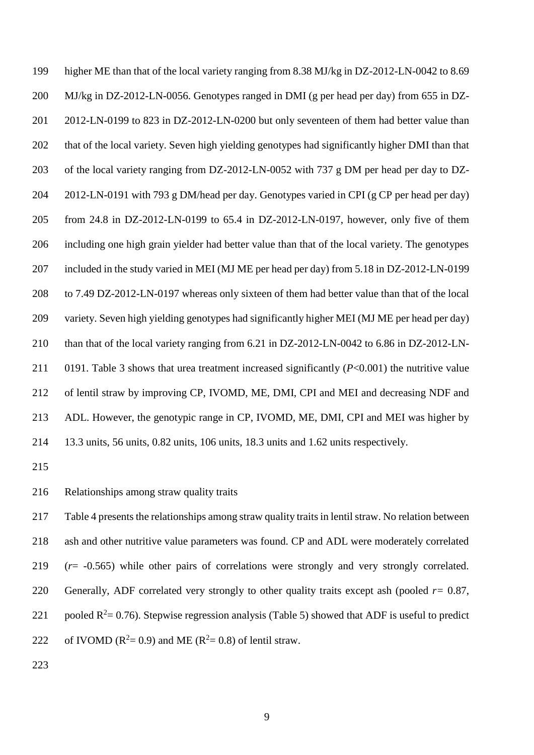higher ME than that of the local variety ranging from 8.38 MJ/kg in DZ-2012-LN-0042 to 8.69 MJ/kg in DZ-2012-LN-0056. Genotypes ranged in DMI (g per head per day) from 655 in DZ-2012-LN-0199 to 823 in DZ-2012-LN-0200 but only seventeen of them had better value than that of the local variety. Seven high yielding genotypes had significantly higher DMI than that of the local variety ranging from DZ-2012-LN-0052 with 737 g DM per head per day to DZ-2012-LN-0191 with 793 g DM/head per day. Genotypes varied in CPI (g CP per head per day) from 24.8 in DZ-2012-LN-0199 to 65.4 in DZ-2012-LN-0197, however, only five of them including one high grain yielder had better value than that of the local variety. The genotypes included in the study varied in MEI (MJ ME per head per day) from 5.18 in DZ-2012-LN-0199 to 7.49 DZ-2012-LN-0197 whereas only sixteen of them had better value than that of the local variety. Seven high yielding genotypes had significantly higher MEI (MJ ME per head per day) than that of the local variety ranging from 6.21 in DZ-2012-LN-0042 to 6.86 in DZ-2012-LN-0191. Table 3 shows that urea treatment increased significantly ($P$<0.001) the nutritive value of lentil straw by improving CP, IVOMD, ME, DMI, CPI and MEI and decreasing NDF and ADL. However, the genotypic range in CP, IVOMD, ME, DMI, CPI and MEI was higher by 13.3 units, 56 units, 0.82 units, 106 units, 18.3 units and 1.62 units respectively.

Relationships among straw quality traits

Table 4 presents the relationships among straw quality traits in lentil straw. No relation between ash and other nutritive value parameters was found. CP and ADL were moderately correlated ($r$= -0.565) while other pairs of correlations were strongly and very strongly correlated. Generally, ADF correlated very strongly to other quality traits except ash (pooled $r$= 0.87, pooled $R^2$= 0.76). Stepwise regression analysis (Table 5) showed that ADF is useful to predict of IVOMD ($R^2$= 0.9) and ME ($R^2$= 0.8) of lentil straw.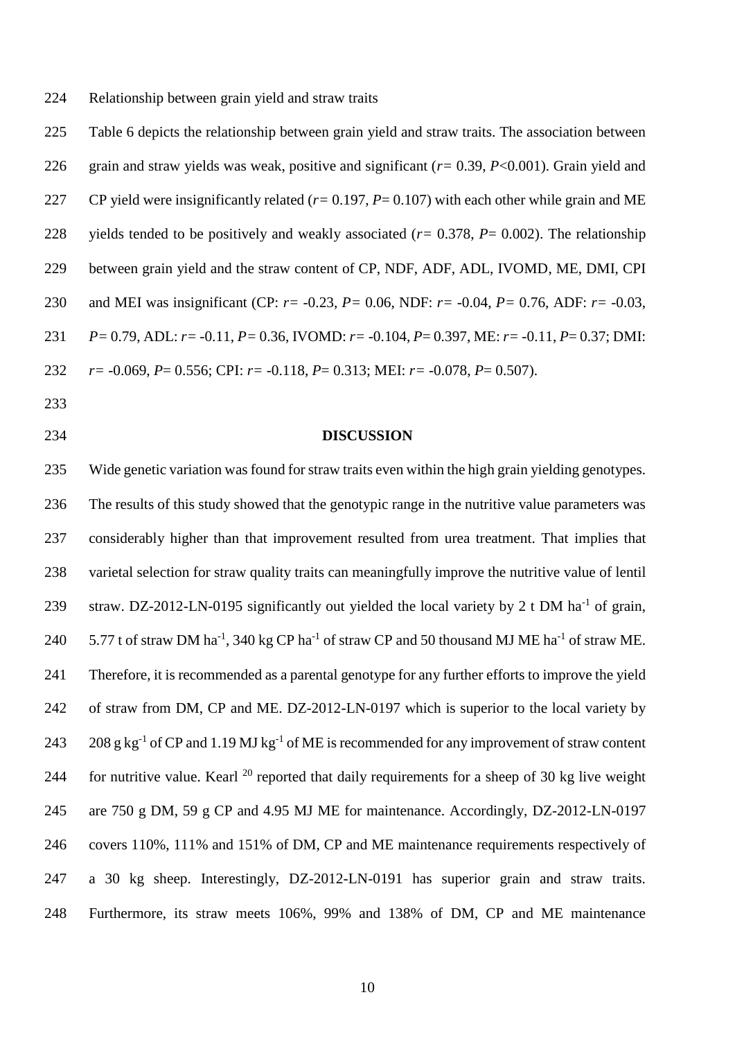Relationship between grain yield and straw traits

Table 6 depicts the relationship between grain yield and straw traits. The association between grain and straw yields was weak, positive and significant (*r*= 0.39, *P*<0.001). Grain yield and CP yield were insignificantly related (*r*= 0.197, *P*= 0.107) with each other while grain and ME yields tended to be positively and weakly associated (*r*= 0.378, *P*= 0.002). The relationship between grain yield and the straw content of CP, NDF, ADF, ADL, IVOMD, ME, DMI, CPI and MEI was insignificant (CP: *r*= -0.23, *P*= 0.06, NDF: *r*= -0.04, *P*= 0.76, ADF: *r*= -0.03, *P*= 0.79, ADL: *r*= -0.11, *P*= 0.36, IVOMD: *r*= -0.104, *P*= 0.397, ME: *r*= -0.11, *P*= 0.37; DMI: *r*= -0.069, *P*= 0.556; CPI: *r*= -0.118, *P*= 0.313; MEI: *r*= -0.078, *P*= 0.507).

## DISCUSSION

Wide genetic variation was found for straw traits even within the high grain yielding genotypes. The results of this study showed that the genotypic range in the nutritive value parameters was considerably higher than that improvement resulted from urea treatment. That implies that varietal selection for straw quality traits can meaningfully improve the nutritive value of lentil straw. DZ-2012-LN-0195 significantly out yielded the local variety by 2 t DM $ha^{-1}$ of grain, 5.77 t of straw DM $ha^{-1}$, 340 kg CP $ha^{-1}$ of straw CP and 50 thousand MJ ME $ha^{-1}$ of straw ME. Therefore, it is recommended as a parental genotype for any further efforts to improve the yield of straw from DM, CP and ME. DZ-2012-LN-0197 which is superior to the local variety by 208 g $kg^{-1}$ of CP and 1.19 MJ $kg^{-1}$ of ME is recommended for any improvement of straw content for nutritive value. Kearl [20] reported that daily requirements for a sheep of 30 kg live weight are 750 g DM, 59 g CP and 4.95 MJ ME for maintenance. Accordingly, DZ-2012-LN-0197 covers 110%, 111% and 151% of DM, CP and ME maintenance requirements respectively of a 30 kg sheep. Interestingly, DZ-2012-LN-0191 has superior grain and straw traits. Furthermore, its straw meets 106%, 99% and 138% of DM, CP and ME maintenance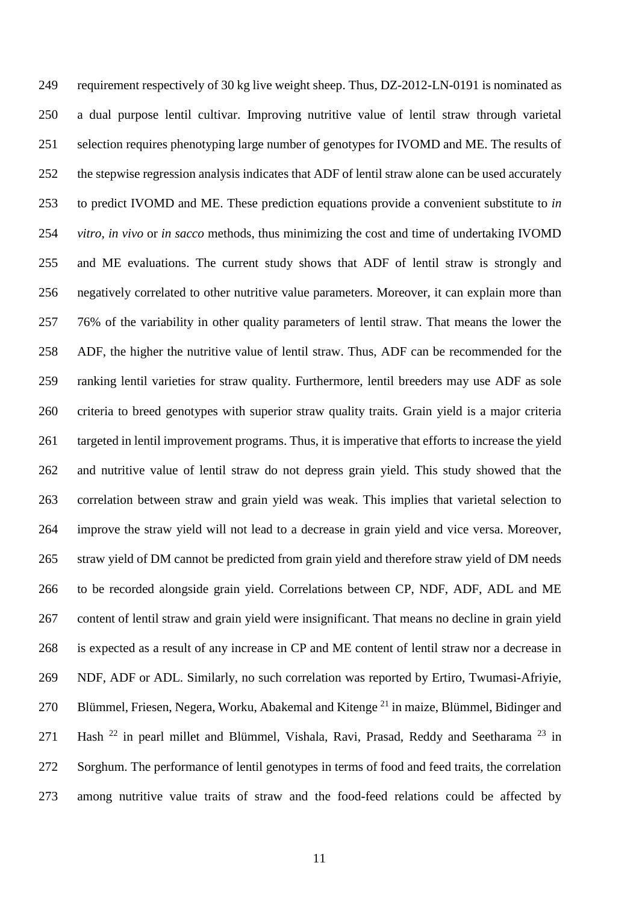requirement respectively of 30 kg live weight sheep. Thus, DZ-2012-LN-0191 is nominated as a dual purpose lentil cultivar. Improving nutritive value of lentil straw through varietal selection requires phenotyping large number of genotypes for IVOMD and ME. The results of the stepwise regression analysis indicates that ADF of lentil straw alone can be used accurately to predict IVOMD and ME. These prediction equations provide a convenient substitute to *in vitro*, *in vivo* or *in sacco* methods, thus minimizing the cost and time of undertaking IVOMD and ME evaluations. The current study shows that ADF of lentil straw is strongly and negatively correlated to other nutritive value parameters. Moreover, it can explain more than 76% of the variability in other quality parameters of lentil straw. That means the lower the ADF, the higher the nutritive value of lentil straw. Thus, ADF can be recommended for the ranking lentil varieties for straw quality. Furthermore, lentil breeders may use ADF as sole criteria to breed genotypes with superior straw quality traits. Grain yield is a major criteria targeted in lentil improvement programs. Thus, it is imperative that efforts to increase the yield and nutritive value of lentil straw do not depress grain yield. This study showed that the correlation between straw and grain yield was weak. This implies that varietal selection to improve the straw yield will not lead to a decrease in grain yield and vice versa. Moreover, straw yield of DM cannot be predicted from grain yield and therefore straw yield of DM needs to be recorded alongside grain yield. Correlations between CP, NDF, ADF, ADL and ME content of lentil straw and grain yield were insignificant. That means no decline in grain yield is expected as a result of any increase in CP and ME content of lentil straw nor a decrease in NDF, ADF or ADL. Similarly, no such correlation was reported by Ertiro, Twumasi-Afriyie, Blümmel, Friesen, Negera, Worku, Abakemal and Kitenge [21] in maize, Blümmel, Bidinger and Hash [22] in pearl millet and Blümmel, Vishala, Ravi, Prasad, Reddy and Seetharama [23] in Sorghum. The performance of lentil genotypes in terms of food and feed traits, the correlation among nutritive value traits of straw and the food-feed relations could be affected by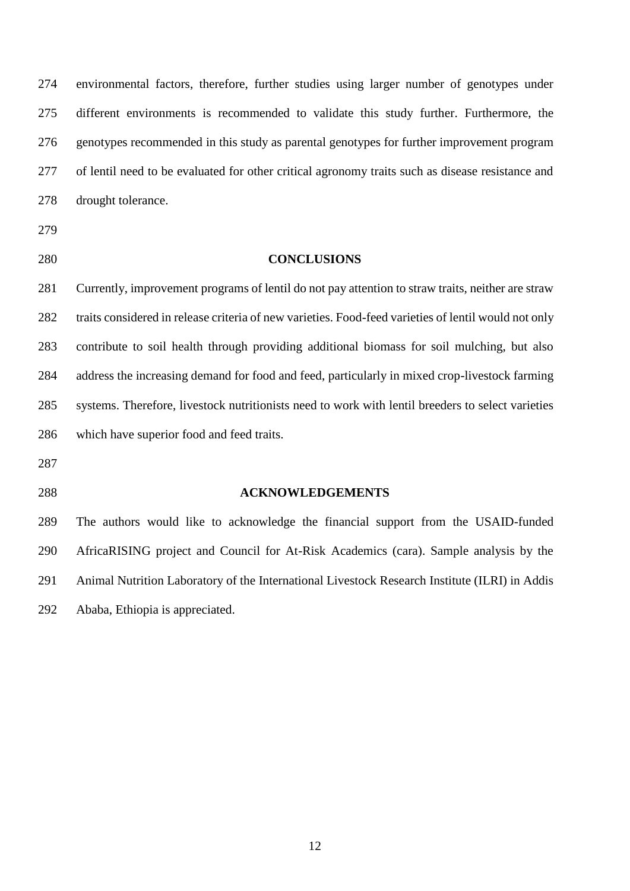environmental factors, therefore, further studies using larger number of genotypes under different environments is recommended to validate this study further. Furthermore, the genotypes recommended in this study as parental genotypes for further improvement program of lentil need to be evaluated for other critical agronomy traits such as disease resistance and drought tolerance.

## CONCLUSIONS

Currently, improvement programs of lentil do not pay attention to straw traits, neither are straw traits considered in release criteria of new varieties. Food-feed varieties of lentil would not only contribute to soil health through providing additional biomass for soil mulching, but also address the increasing demand for food and feed, particularly in mixed crop-livestock farming systems. Therefore, livestock nutritionists need to work with lentil breeders to select varieties which have superior food and feed traits.

## ACKNOWLEDGEMENTS

The authors would like to acknowledge the financial support from the USAID-funded AfricaRISING project and Council for At-Risk Academics (cara). Sample analysis by the Animal Nutrition Laboratory of the International Livestock Research Institute (ILRI) in Addis Ababa, Ethiopia is appreciated.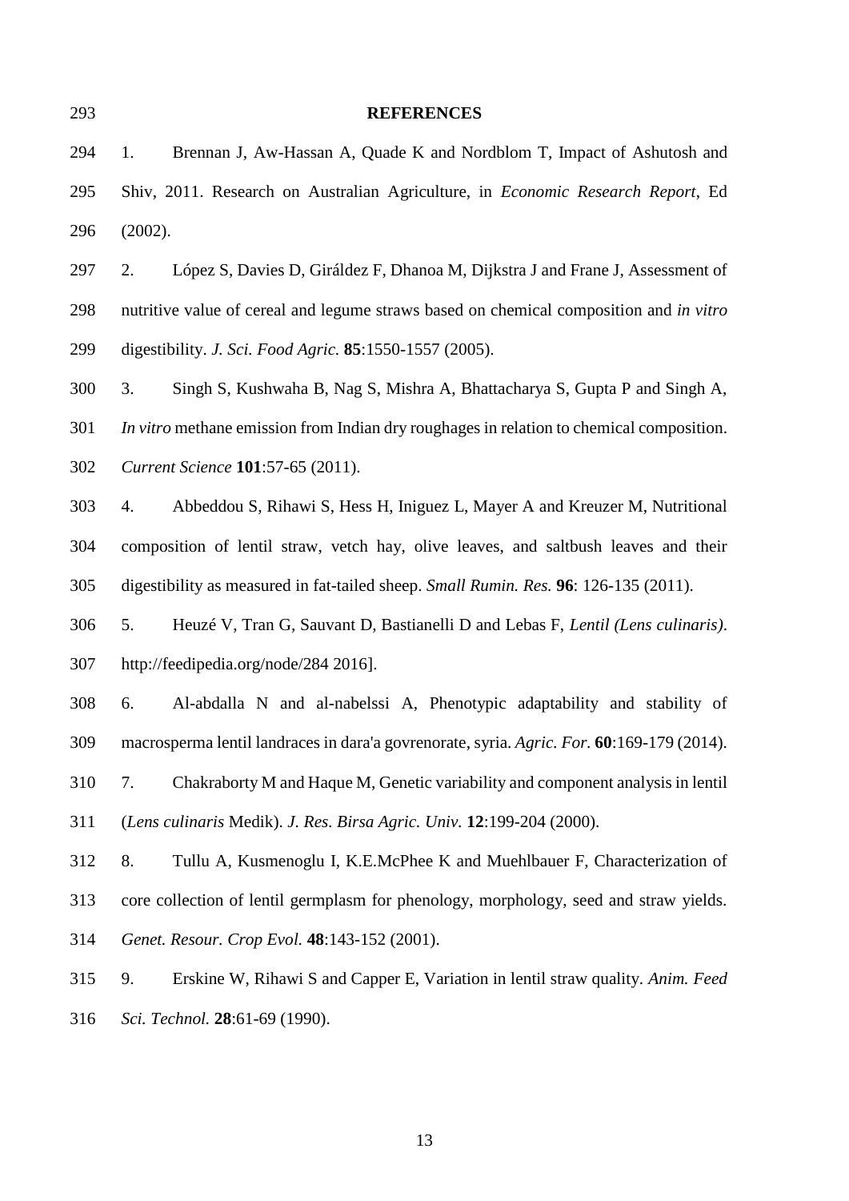## REFERENCES

1. Brennan J, Aw-Hassan A, Quade K and Nordblom T, Impact of Ashutosh and Shiv, 2011. Research on Australian Agriculture, in *Economic Research Report*, Ed (2002).

2. López S, Davies D, Giráldez F, Dhanoa M, Dijkstra J and Frane J, Assessment of nutritive value of cereal and legume straws based on chemical composition and *in vitro* digestibility. *J. Sci. Food Agric.* **85**:1550-1557 (2005).

3. Singh S, Kushwaha B, Nag S, Mishra A, Bhattacharya S, Gupta P and Singh A, *In vitro* methane emission from Indian dry roughages in relation to chemical composition. *Current Science* **101**:57-65 (2011).

4. Abbeddou S, Rihawi S, Hess H, Iniguez L, Mayer A and Kreuzer M, Nutritional composition of lentil straw, vetch hay, olive leaves, and saltbush leaves and their digestibility as measured in fat-tailed sheep. *Small Rumin. Res.* **96**: 126-135 (2011).

5. Heuzé V, Tran G, Sauvant D, Bastianelli D and Lebas F, *Lentil (Lens culinaris)*. http://feedipedia.org/node/284 2016].

6. Al-abdalla N and al-nabelssi A, Phenotypic adaptability and stability of macrosperma lentil landraces in dara'a govrenorate, syria. *Agric. For.* **60**:169-179 (2014).

7. Chakraborty M and Haque M, Genetic variability and component analysis in lentil (*Lens culinaris* Medik). *J. Res. Birsa Agric. Univ.* **12**:199-204 (2000).

8. Tullu A, Kusmenoglu I, K.E.McPhee K and Muehlbauer F, Characterization of core collection of lentil germplasm for phenology, morphology, seed and straw yields. *Genet. Resour. Crop Evol.* **48**:143-152 (2001).

9. Erskine W, Rihawi S and Capper E, Variation in lentil straw quality. *Anim. Feed Sci. Technol.* **28**:61-69 (1990).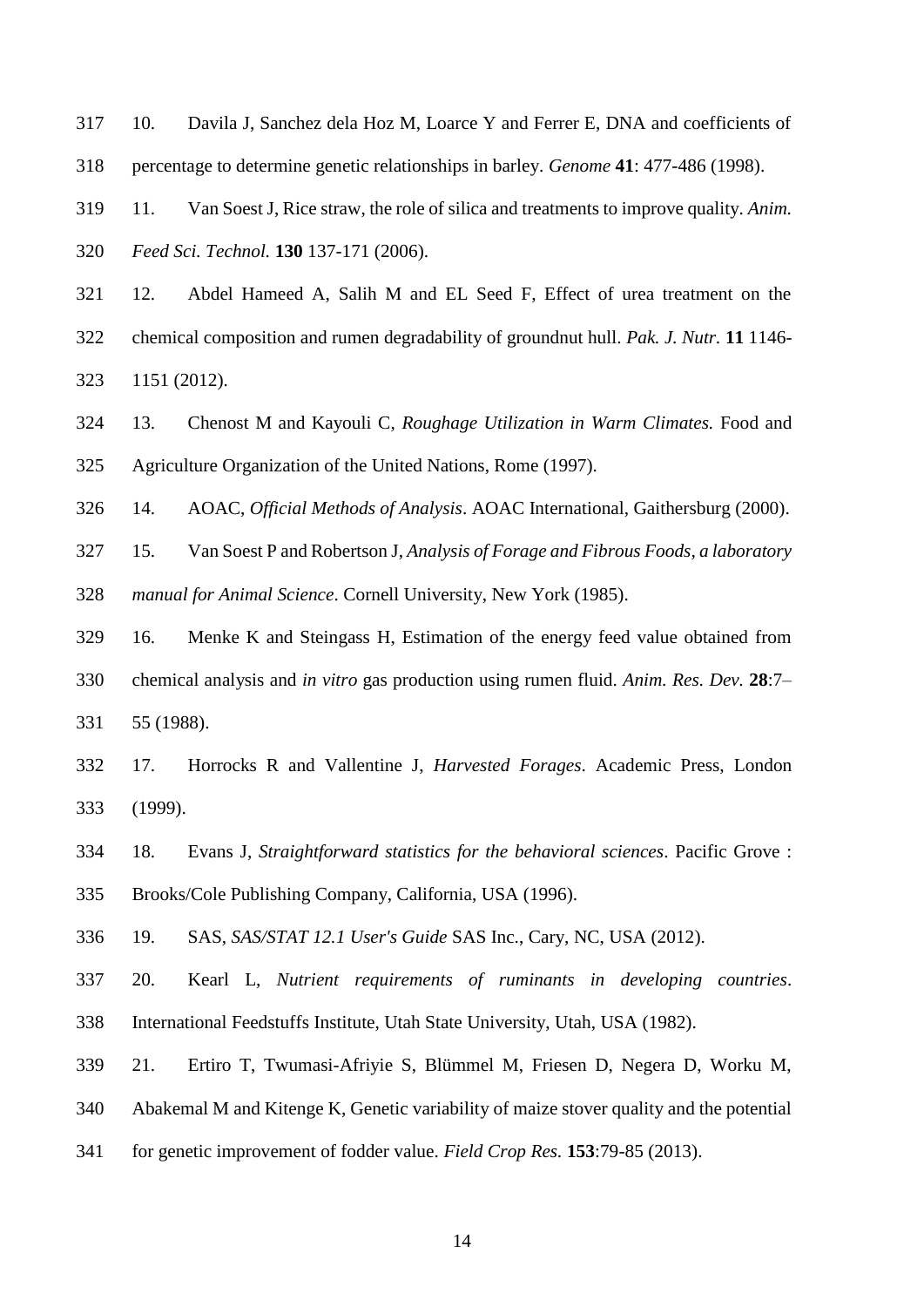10. Davila J, Sanchez dela Hoz M, Loarce Y and Ferrer E, DNA and coefficients of percentage to determine genetic relationships in barley. *Genome* **41**: 477-486 (1998).

11. Van Soest J, Rice straw, the role of silica and treatments to improve quality. *Anim. Feed Sci. Technol.* **130** 137-171 (2006).

12. Abdel Hameed A, Salih M and EL Seed F, Effect of urea treatment on the chemical composition and rumen degradability of groundnut hull. *Pak. J. Nutr.* **11** 1146-1151 (2012).

13. Chenost M and Kayouli C, *Roughage Utilization in Warm Climates.* Food and Agriculture Organization of the United Nations, Rome (1997).

14. AOAC, *Official Methods of Analysis*. AOAC International, Gaithersburg (2000).

15. Van Soest P and Robertson J, *Analysis of Forage and Fibrous Foods, a laboratory manual for Animal Science*. Cornell University, New York (1985).

16. Menke K and Steingass H, Estimation of the energy feed value obtained from chemical analysis and *in vitro* gas production using rumen fluid. *Anim. Res. Dev.* **28**:7–55 (1988).

17. Horrocks R and Vallentine J, *Harvested Forages*. Academic Press, London (1999).

18. Evans J, *Straightforward statistics for the behavioral sciences*. Pacific Grove : Brooks/Cole Publishing Company, California, USA (1996).

19. SAS, *SAS/STAT 12.1 User's Guide* SAS Inc., Cary, NC, USA (2012).

20. Kearl L, *Nutrient requirements of ruminants in developing countries*. International Feedstuffs Institute, Utah State University, Utah, USA (1982).

21. Ertiro T, Twumasi-Afriyie S, Blümmel M, Friesen D, Negera D, Worku M, Abakemal M and Kitenge K, Genetic variability of maize stover quality and the potential for genetic improvement of fodder value. *Field Crop Res.* **153**:79-85 (2013).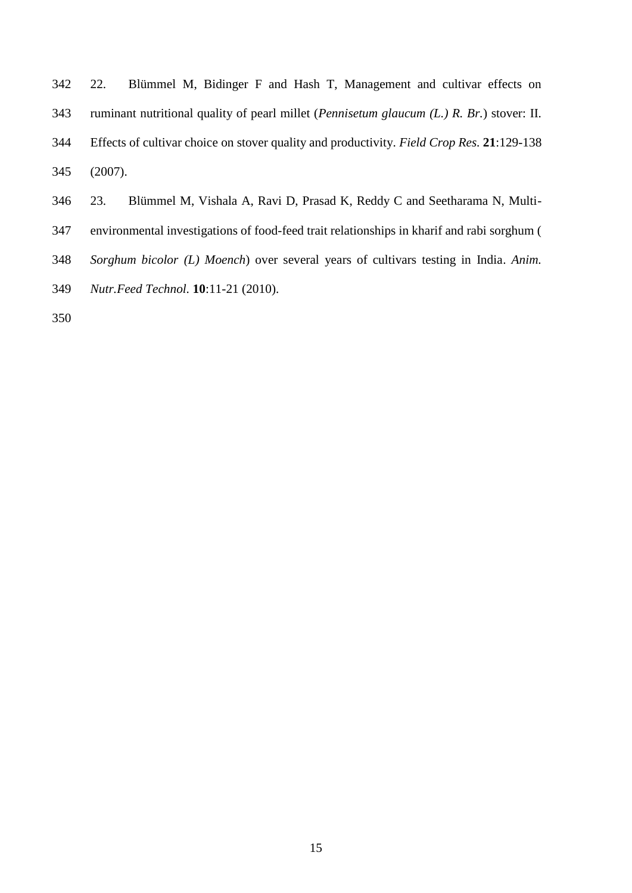22. Blümmel M, Bidinger F and Hash T, Management and cultivar effects on ruminant nutritional quality of pearl millet (*Pennisetum glaucum (L.) R. Br.*) stover: II. Effects of cultivar choice on stover quality and productivity. *Field Crop Res.* **21**:129-138 (2007).

23. Blümmel M, Vishala A, Ravi D, Prasad K, Reddy C and Seetharama N, Multi-environmental investigations of food-feed trait relationships in kharif and rabi sorghum (*Sorghum bicolor (L) Moench*) over several years of cultivars testing in India. *Anim. Nutr.Feed Technol.* **10**:11-21 (2010).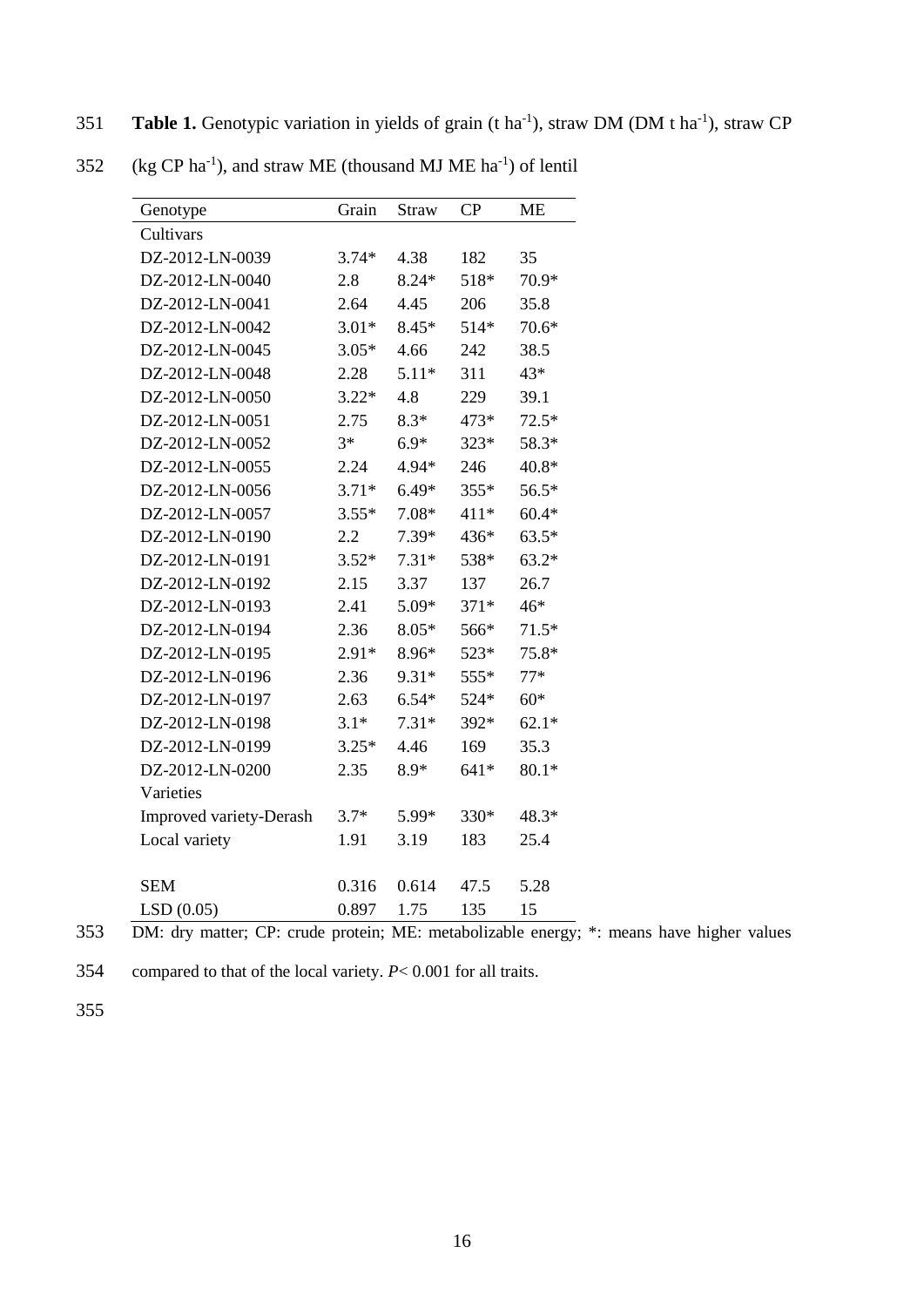**Table 1.** Genotypic variation in yields of grain (t $ha^{-1}$), straw DM (DM t $ha^{-1}$), straw CP (kg CP $ha^{-1}$), and straw ME (thousand MJ ME $ha^{-1}$) of lentil

| Genotype | Grain | Straw | CP | ME |
|---|---|---|---|---|
| Cultivars | | | | |
| DZ-2012-LN-0039 | 3.74* | 4.38 | 182 | 35 |
| DZ-2012-LN-0040 | 2.8 | 8.24* | 518* | 70.9* |
| DZ-2012-LN-0041 | 2.64 | 4.45 | 206 | 35.8 |
| DZ-2012-LN-0042 | 3.01* | 8.45* | 514* | 70.6* |
| DZ-2012-LN-0045 | 3.05* | 4.66 | 242 | 38.5 |
| DZ-2012-LN-0048 | 2.28 | 5.11* | 311 | 43* |
| DZ-2012-LN-0050 | 3.22* | 4.8 | 229 | 39.1 |
| DZ-2012-LN-0051 | 2.75 | 8.3* | 473* | 72.5* |
| DZ-2012-LN-0052 | 3* | 6.9* | 323* | 58.3* |
| DZ-2012-LN-0055 | 2.24 | 4.94* | 246 | 40.8* |
| DZ-2012-LN-0056 | 3.71* | 6.49* | 355* | 56.5* |
| DZ-2012-LN-0057 | 3.55* | 7.08* | 411* | 60.4* |
| DZ-2012-LN-0190 | 2.2 | 7.39* | 436* | 63.5* |
| DZ-2012-LN-0191 | 3.52* | 7.31* | 538* | 63.2* |
| DZ-2012-LN-0192 | 2.15 | 3.37 | 137 | 26.7 |
| DZ-2012-LN-0193 | 2.41 | 5.09* | 371* | 46* |
| DZ-2012-LN-0194 | 2.36 | 8.05* | 566* | 71.5* |
| DZ-2012-LN-0195 | 2.91* | 8.96* | 523* | 75.8* |
| DZ-2012-LN-0196 | 2.36 | 9.31* | 555* | 77* |
| DZ-2012-LN-0197 | 2.63 | 6.54* | 524* | 60* |
| DZ-2012-LN-0198 | 3.1* | 7.31* | 392* | 62.1* |
| DZ-2012-LN-0199 | 3.25* | 4.46 | 169 | 35.3 |
| DZ-2012-LN-0200 | 2.35 | 8.9* | 641* | 80.1* |
| Varieties | | | | |
| Improved variety-Derash | 3.7* | 5.99* | 330* | 48.3* |
| Local variety | 1.91 | 3.19 | 183 | 25.4 |
| | | | | |
| SEM | 0.316 | 0.614 | 47.5 | 5.28 |
| LSD (0.05) | 0.897 | 1.75 | 135 | 15 |

DM: dry matter; CP: crude protein; ME: metabolizable energy; *: means have higher values compared to that of the local variety. $P < 0.001$ for all traits.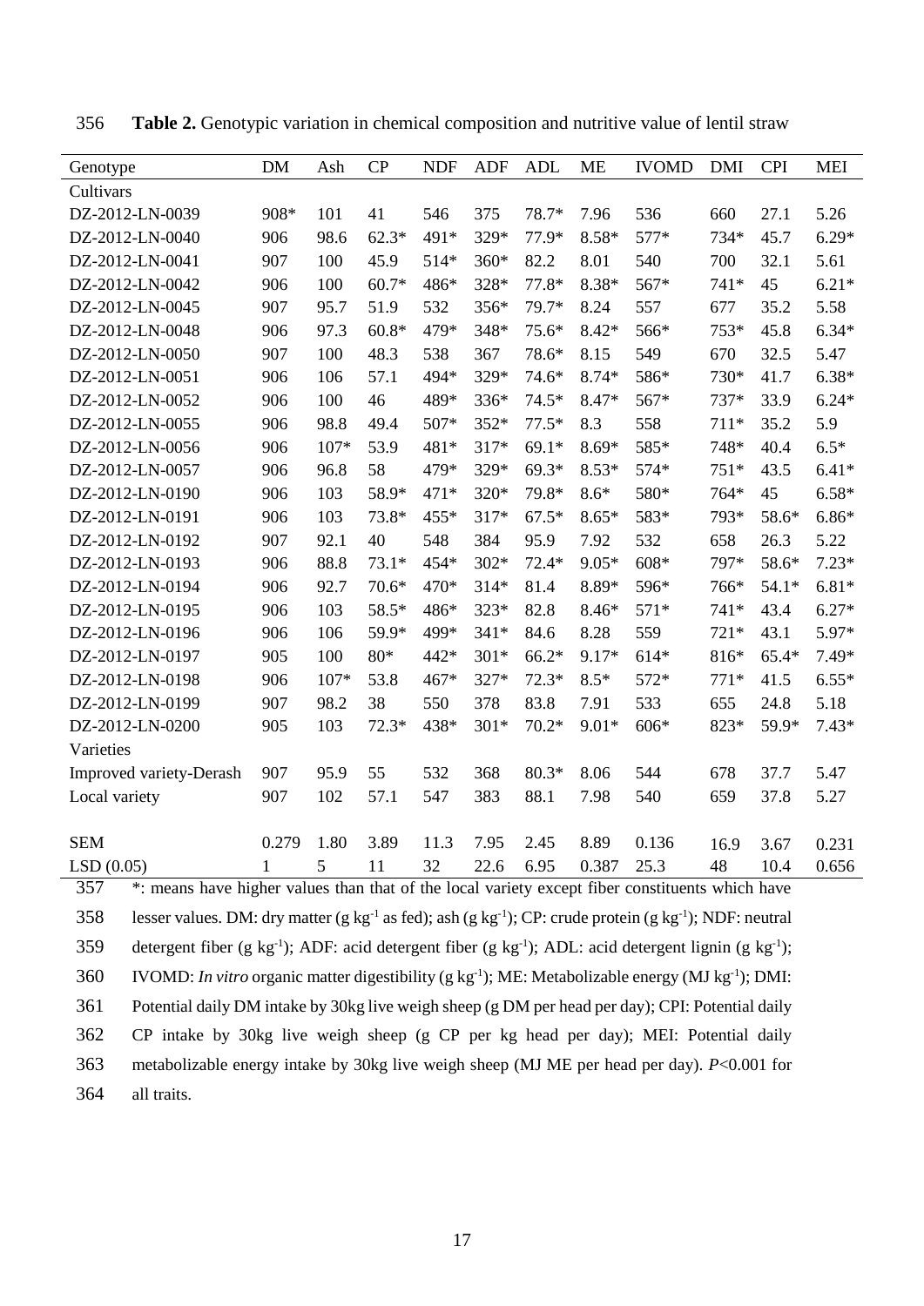**Table 2.** Genotypic variation in chemical composition and nutritive value of lentil straw

| Genotype | DM | Ash | CP | NDF | ADF | ADL | ME | IVOMD | DMI | CPI | MEI |
|---|---|---|---|---|---|---|---|---|---|---|---|
| Cultivars | | | | | | | | | | | |
| DZ-2012-LN-0039 | 908* | 101 | 41 | 546 | 375 | 78.7* | 7.96 | 536 | 660 | 27.1 | 5.26 |
| DZ-2012-LN-0040 | 906 | 98.6 | 62.3* | 491* | 329* | 77.9* | 8.58* | 577* | 734* | 45.7 | 6.29* |
| DZ-2012-LN-0041 | 907 | 100 | 45.9 | 514* | 360* | 82.2 | 8.01 | 540 | 700 | 32.1 | 5.61 |
| DZ-2012-LN-0042 | 906 | 100 | 60.7* | 486* | 328* | 77.8* | 8.38* | 567* | 741* | 45 | 6.21* |
| DZ-2012-LN-0045 | 907 | 95.7 | 51.9 | 532 | 356* | 79.7* | 8.24 | 557 | 677 | 35.2 | 5.58 |
| DZ-2012-LN-0048 | 906 | 97.3 | 60.8* | 479* | 348* | 75.6* | 8.42* | 566* | 753* | 45.8 | 6.34* |
| DZ-2012-LN-0050 | 907 | 100 | 48.3 | 538 | 367 | 78.6* | 8.15 | 549 | 670 | 32.5 | 5.47 |
| DZ-2012-LN-0051 | 906 | 106 | 57.1 | 494* | 329* | 74.6* | 8.74* | 586* | 730* | 41.7 | 6.38* |
| DZ-2012-LN-0052 | 906 | 100 | 46 | 489* | 336* | 74.5* | 8.47* | 567* | 737* | 33.9 | 6.24* |
| DZ-2012-LN-0055 | 906 | 98.8 | 49.4 | 507* | 352* | 77.5* | 8.3 | 558 | 711* | 35.2 | 5.9 |
| DZ-2012-LN-0056 | 906 | 107* | 53.9 | 481* | 317* | 69.1* | 8.69* | 585* | 748* | 40.4 | 6.5* |
| DZ-2012-LN-0057 | 906 | 96.8 | 58 | 479* | 329* | 69.3* | 8.53* | 574* | 751* | 43.5 | 6.41* |
| DZ-2012-LN-0190 | 906 | 103 | 58.9* | 471* | 320* | 79.8* | 8.6* | 580* | 764* | 45 | 6.58* |
| DZ-2012-LN-0191 | 906 | 103 | 73.8* | 455* | 317* | 67.5* | 8.65* | 583* | 793* | 58.6* | 6.86* |
| DZ-2012-LN-0192 | 907 | 92.1 | 40 | 548 | 384 | 95.9 | 7.92 | 532 | 658 | 26.3 | 5.22 |
| DZ-2012-LN-0193 | 906 | 88.8 | 73.1* | 454* | 302* | 72.4* | 9.05* | 608* | 797* | 58.6* | 7.23* |
| DZ-2012-LN-0194 | 906 | 92.7 | 70.6* | 470* | 314* | 81.4 | 8.89* | 596* | 766* | 54.1* | 6.81* |
| DZ-2012-LN-0195 | 906 | 103 | 58.5* | 486* | 323* | 82.8 | 8.46* | 571* | 741* | 43.4 | 6.27* |
| DZ-2012-LN-0196 | 906 | 106 | 59.9* | 499* | 341* | 84.6 | 8.28 | 559 | 721* | 43.1 | 5.97* |
| DZ-2012-LN-0197 | 905 | 100 | 80* | 442* | 301* | 66.2* | 9.17* | 614* | 816* | 65.4* | 7.49* |
| DZ-2012-LN-0198 | 906 | 107* | 53.8 | 467* | 327* | 72.3* | 8.5* | 572* | 771* | 41.5 | 6.55* |
| DZ-2012-LN-0199 | 907 | 98.2 | 38 | 550 | 378 | 83.8 | 7.91 | 533 | 655 | 24.8 | 5.18 |
| DZ-2012-LN-0200 | 905 | 103 | 72.3* | 438* | 301* | 70.2* | 9.01* | 606* | 823* | 59.9* | 7.43* |
| Varieties | | | | | | | | | | | |
| Improved variety-Derash | 907 | 95.9 | 55 | 532 | 368 | 80.3* | 8.06 | 544 | 678 | 37.7 | 5.47 |
| Local variety | 907 | 102 | 57.1 | 547 | 383 | 88.1 | 7.98 | 540 | 659 | 37.8 | 5.27 |
| SEM | 0.279 | 1.80 | 3.89 | 11.3 | 7.95 | 2.45 | 8.89 | 0.136 | 16.9 | 3.67 | 0.231 |
| LSD (0.05) | 1 | 5 | 11 | 32 | 22.6 | 6.95 | 0.387 | 25.3 | 48 | 10.4 | 0.656 |

*: means have higher values than that of the local variety except fiber constituents which have lesser values. DM: dry matter (g $kg^{-1}$ as fed); ash (g $kg^{-1}$); CP: crude protein (g $kg^{-1}$); NDF: neutral detergent fiber (g $kg^{-1}$); ADF: acid detergent fiber (g $kg^{-1}$); ADL: acid detergent lignin (g $kg^{-1}$); IVOMD: *In vitro* organic matter digestibility (g $kg^{-1}$); ME: Metabolizable energy (MJ $kg^{-1}$); DMI: Potential daily DM intake by 30kg live weigh sheep (g DM per head per day); CPI: Potential daily CP intake by 30kg live weigh sheep (g CP per kg head per day); MEI: Potential daily metabolizable energy intake by 30kg live weigh sheep (MJ ME per head per day). $P<0.001$ for all traits.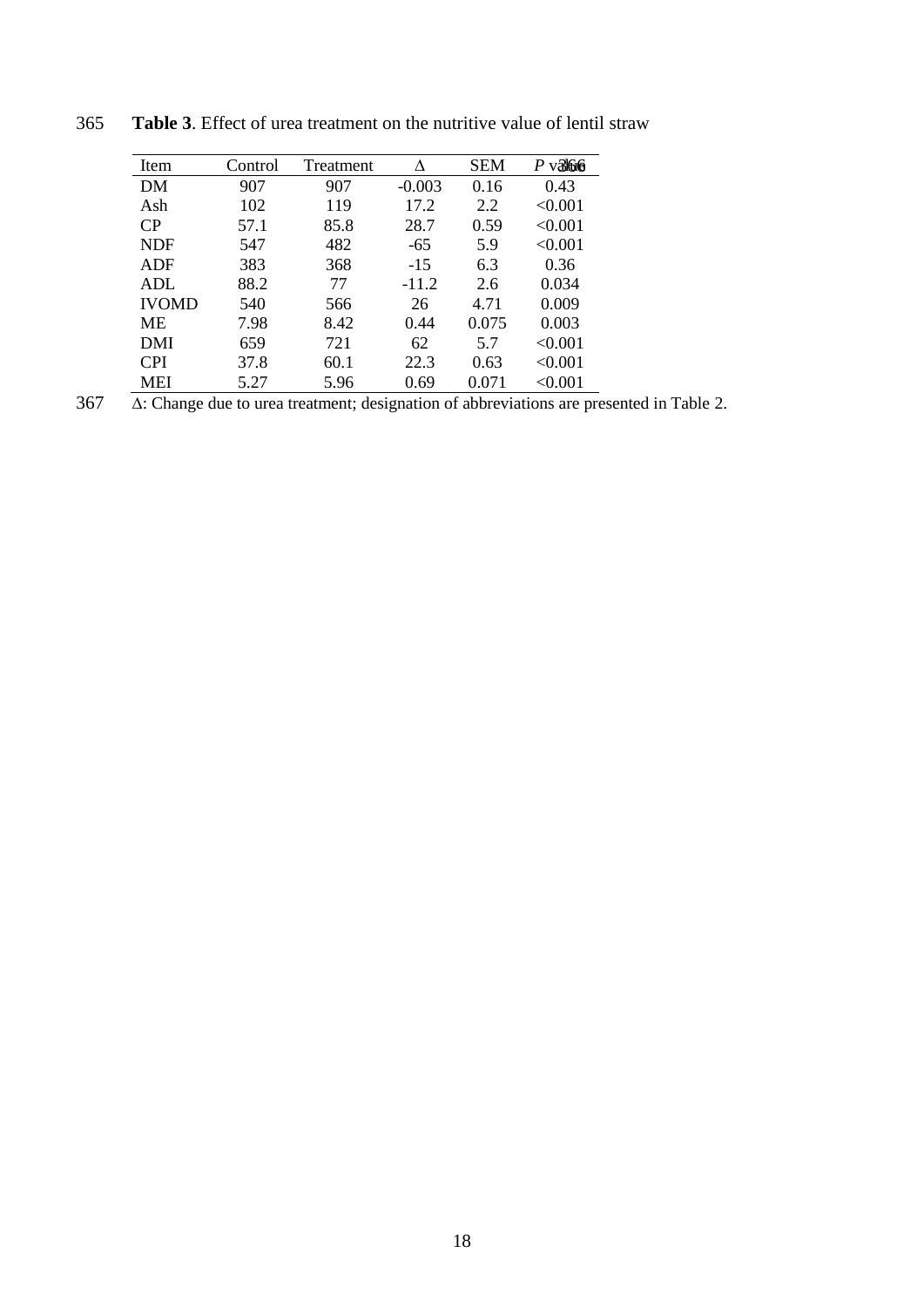**Table 3**. Effect of urea treatment on the nutritive value of lentil straw

| Item | Control | Treatment | Δ | SEM | *P* value |
|---|---|---|---|---|---|
| DM | 907 | 907 | -0.003 | 0.16 | 0.43 |
| Ash | 102 | 119 | 17.2 | 2.2 | <0.001 |
| CP | 57.1 | 85.8 | 28.7 | 0.59 | <0.001 |
| NDF | 547 | 482 | -65 | 5.9 | <0.001 |
| ADF | 383 | 368 | -15 | 6.3 | 0.36 |
| ADL | 88.2 | 77 | -11.2 | 2.6 | 0.034 |
| IVOMD | 540 | 566 | 26 | 4.71 | 0.009 |
| ME | 7.98 | 8.42 | 0.44 | 0.075 | 0.003 |
| DMI | 659 | 721 | 62 | 5.7 | <0.001 |
| CPI | 37.8 | 60.1 | 22.3 | 0.63 | <0.001 |
| MEI | 5.27 | 5.96 | 0.69 | 0.071 | <0.001 |

Δ: Change due to urea treatment; designation of abbreviations are presented in Table 2.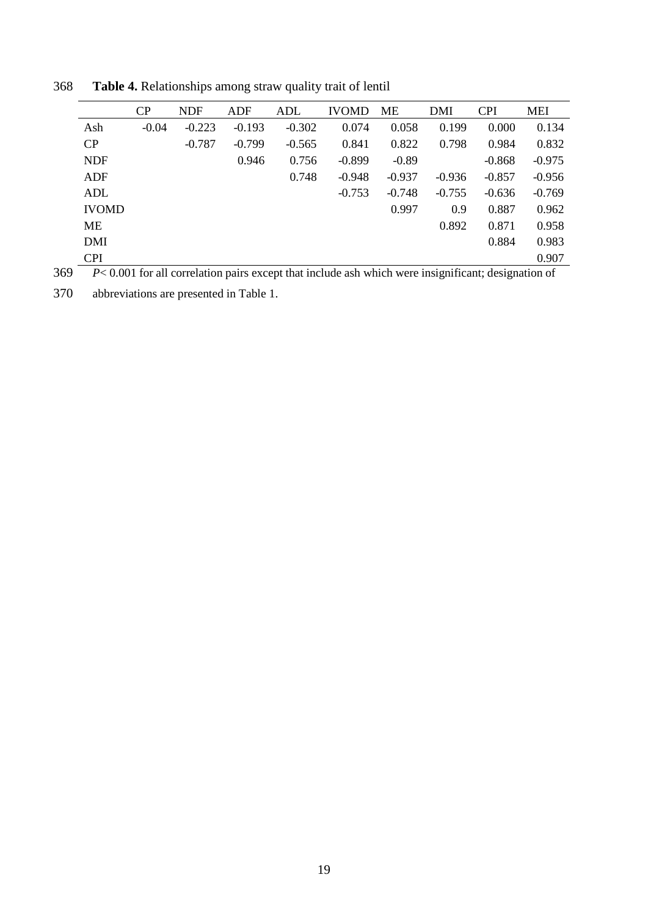**Table 4.** Relationships among straw quality trait of lentil

| | CP | NDF | ADF | ADL | IVOMD | ME | DMI | CPI | MEI |
|---|---|---|---|---|---|---|---|---|---|
| Ash | -0.04 | -0.223 | -0.193 | -0.302 | 0.074 | 0.058 | 0.199 | 0.000 | 0.134 |
| CP | | -0.787 | -0.799 | -0.565 | 0.841 | 0.822 | 0.798 | 0.984 | 0.832 |
| NDF | | | 0.946 | 0.756 | -0.899 | -0.89 | | -0.868 | -0.975 |
| ADF | | | | 0.748 | -0.948 | -0.937 | -0.936 | -0.857 | -0.956 |
| ADL | | | | | -0.753 | -0.748 | -0.755 | -0.636 | -0.769 |
| IVOMD | | | | | | 0.997 | 0.9 | 0.887 | 0.962 |
| ME | | | | | | | 0.892 | 0.871 | 0.958 |
| DMI | | | | | | | | 0.884 | 0.983 |
| CPI | | | | | | | | | 0.907 |

*P*< 0.001 for all correlation pairs except that include ash which were insignificant; designation of abbreviations are presented in Table 1.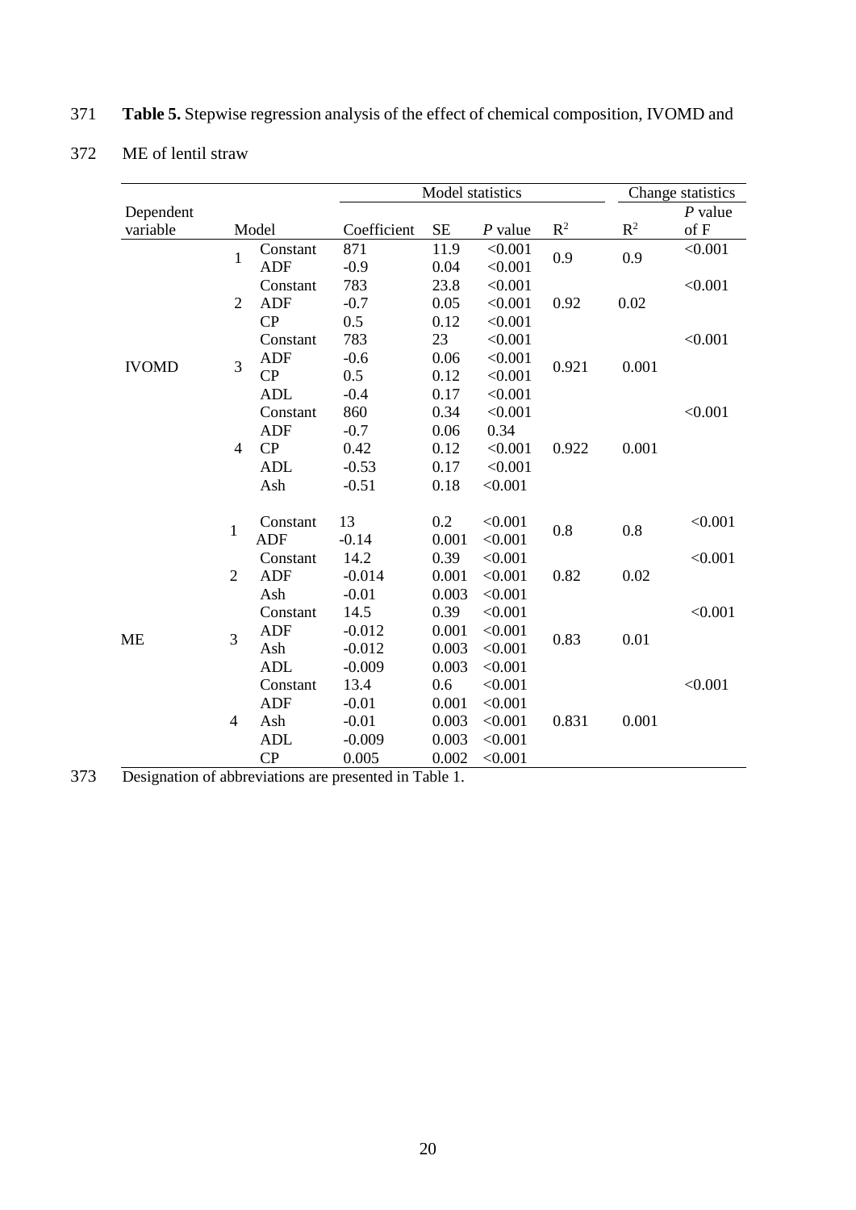**Table 5.** Stepwise regression analysis of the effect of chemical composition, IVOMD and ME of lentil straw

| Dependent variable | Model | | Model statistics | | | | Change statistics | |
|---|---|---|---|---|---|---|---|---|
| | | | Coefficient | SE | *P* value | $R^2$ | $R^2$ | *P* value of F |
| IVOMD | 1 | Constant | 871 | 11.9 | <0.001 | 0.9 | 0.9 | <0.001 |
| | | ADF | -0.9 | 0.04 | <0.001 | | | |
| | 2 | Constant | 783 | 23.8 | <0.001 | 0.92 | 0.02 | <0.001 |
| | | ADF | -0.7 | 0.05 | <0.001 | | | |
| | | CP | 0.5 | 0.12 | <0.001 | | | |
| | 3 | Constant | 783 | 23 | <0.001 | 0.921 | 0.001 | <0.001 |
| | | ADF | -0.6 | 0.06 | <0.001 | | | |
| | | CP | 0.5 | 0.12 | <0.001 | | | |
| | | ADL | -0.4 | 0.17 | <0.001 | | | |
| | 4 | Constant | 860 | 0.34 | <0.001 | 0.922 | 0.001 | <0.001 |
| | | ADF | -0.7 | 0.06 | 0.34 | | | |
| | | CP | 0.42 | 0.12 | <0.001 | | | |
| | | ADL | -0.53 | 0.17 | <0.001 | | | |
| | | Ash | -0.51 | 0.18 | <0.001 | | | |
| ME | 1 | Constant | 13 | 0.2 | <0.001 | 0.8 | 0.8 | <0.001 |
| | | ADF | -0.14 | 0.001 | <0.001 | | | |
| | 2 | Constant | 14.2 | 0.39 | <0.001 | 0.82 | 0.02 | <0.001 |
| | | ADF | -0.014 | 0.001 | <0.001 | | | |
| | | Ash | -0.01 | 0.003 | <0.001 | | | |
| | 3 | Constant | 14.5 | 0.39 | <0.001 | 0.83 | 0.01 | <0.001 |
| | | ADF | -0.012 | 0.001 | <0.001 | | | |
| | | Ash | -0.012 | 0.003 | <0.001 | | | |
| | | ADL | -0.009 | 0.003 | <0.001 | | | |
| | 4 | Constant | 13.4 | 0.6 | <0.001 | 0.831 | 0.001 | <0.001 |
| | | ADF | -0.01 | 0.001 | <0.001 | | | |
| | | Ash | -0.01 | 0.003 | <0.001 | | | |
| | | ADL | -0.009 | 0.003 | <0.001 | | | |
| | | CP | 0.005 | 0.002 | <0.001 | | | |

Designation of abbreviations are presented in Table 1.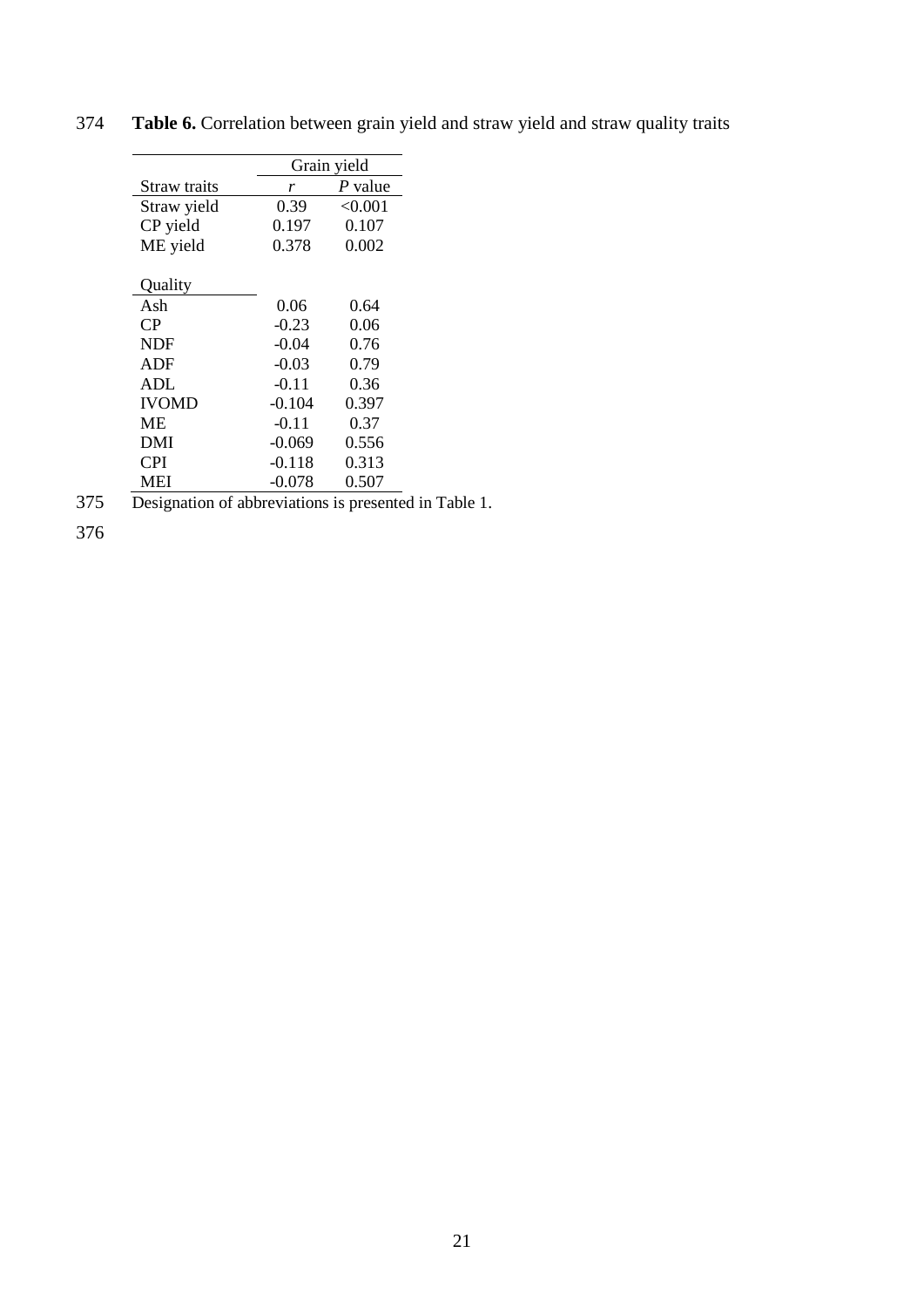**Table 6.** Correlation between grain yield and straw yield and straw quality traits

| | Grain yield | |
|---|---|---|
| Straw traits | *r* | *P* value |
| Straw yield | 0.39 | <0.001 |
| CP yield | 0.197 | 0.107 |
| ME yield | 0.378 | 0.002 |
| Quality | | |
| Ash | 0.06 | 0.64 |
| CP | -0.23 | 0.06 |
| NDF | -0.04 | 0.76 |
| ADF | -0.03 | 0.79 |
| ADL | -0.11 | 0.36 |
| IVOMD | -0.104 | 0.397 |
| ME | -0.11 | 0.37 |
| DMI | -0.069 | 0.556 |
| CPI | -0.118 | 0.313 |
| MEI | -0.078 | 0.507 |

Designation of abbreviations is presented in Table 1.